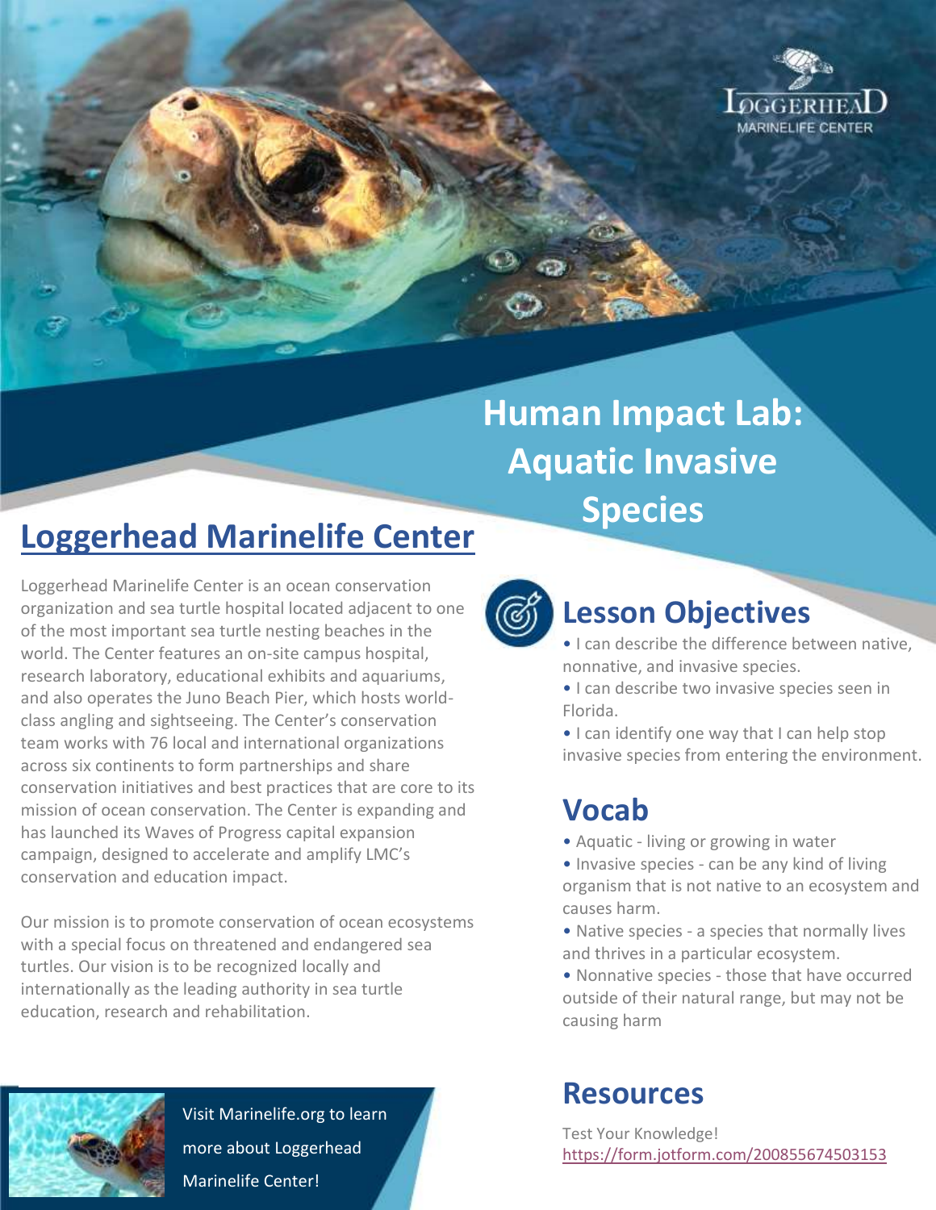# Human Impact Lab: Aquatic Invasive Species

## Loggerhead Marinelife Center

Loggerhead Marinelife Center is an ocean conservation organization and sea turtle hospital located adjacent to one of the most important sea turtle nesting beaches in the world. The Center features an on-site campus hospital, research laboratory, educational exhibits and aquariums, and also operates the Juno Beach Pier, which hosts world-class angling and sightseeing. The Center's conservation team works with 76 local and international organizations across six continents to form partnerships and share conservation initiatives and best practices that are core to its mission of ocean conservation. The Center is expanding and has launched its Waves of Progress capital expansion campaign, designed to accelerate and amplify LMC's conservation and education impact.

Our mission is to promote conservation of ocean ecosystems with a special focus on threatened and endangered sea turtles. Our vision is to be recognized locally and internationally as the leading authority in sea turtle education, research and rehabilitation.

Visit Marinelife.org to learn more about Loggerhead Marinelife Center!

## Lesson Objectives

- I can describe the difference between native, nonnative, and invasive species.
- I can describe two invasive species seen in Florida.
- I can identify one way that I can help stop invasive species from entering the environment.

## Vocab

- Aquatic - living or growing in water
- Invasive species - can be any kind of living organism that is not native to an ecosystem and causes harm.
- Native species - a species that normally lives and thrives in a particular ecosystem.
- Nonnative species - those that have occurred outside of their natural range, but may not be causing harm

## Resources

Test Your Knowledge!
https://form.jotform.com/200855674503153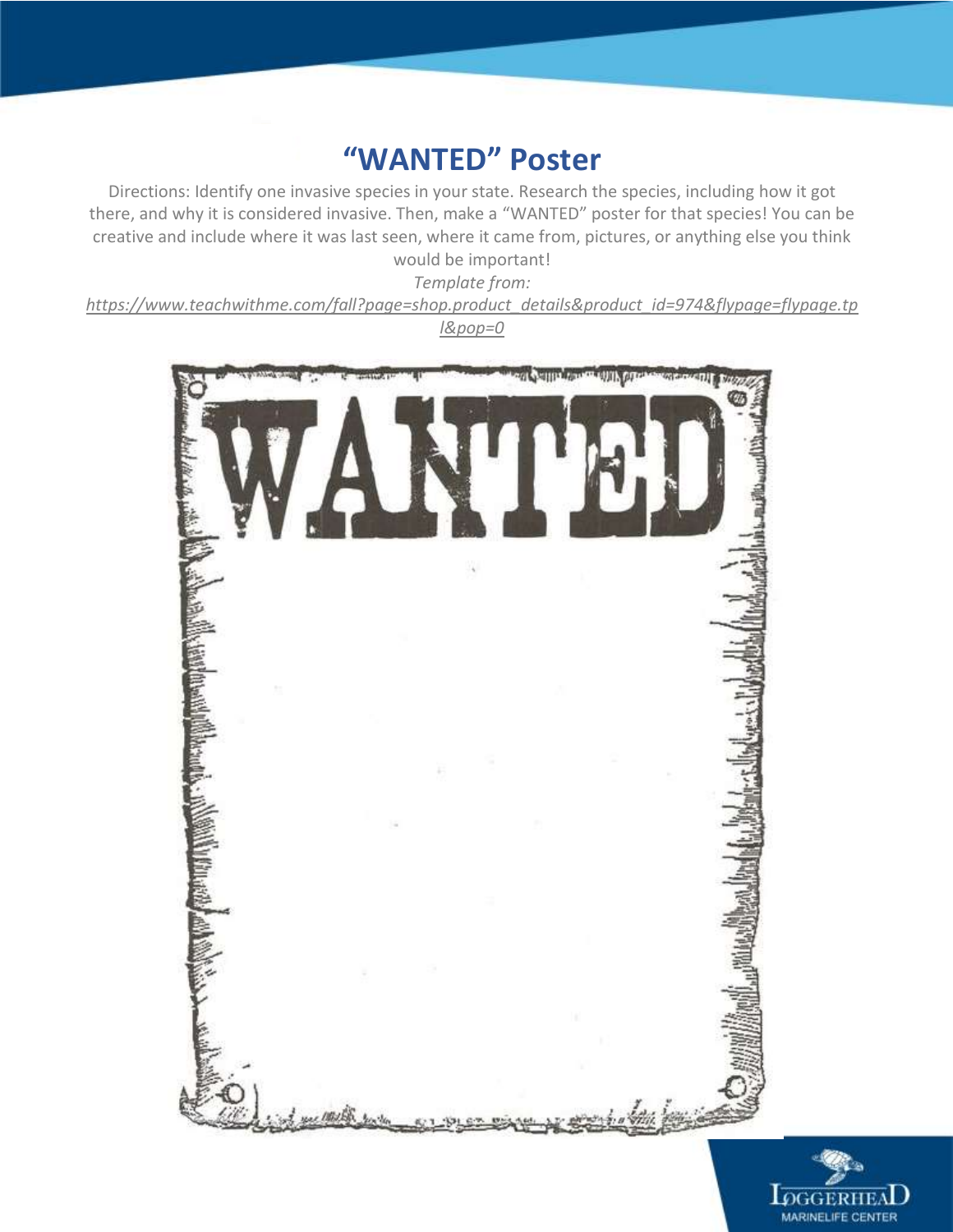# "WANTED" Poster

Directions: Identify one invasive species in your state. Research the species, including how it got there, and why it is considered invasive. Then, make a "WANTED" poster for that species! You can be creative and include where it was last seen, where it came from, pictures, or anything else you think would be important!

*Template from:*

*https://www.teachwithme.com/fall?page=shop.product_details&product_id=974&flypage=flypage.tpl&pop=0*

WANTED